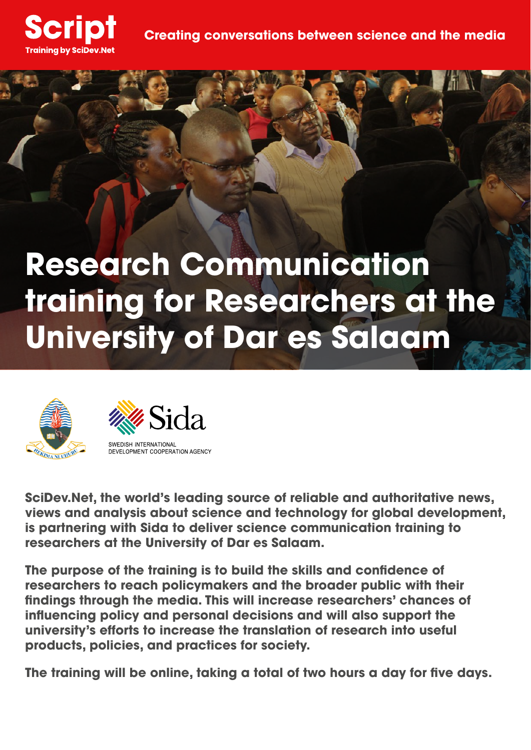**Script**
Training by SciDev.Net

Creating conversations between science and the media

# Research Communication training for Researchers at the University of Dar es Salaam

HEKIMA NI UHURU

Sida
SWEDISH INTERNATIONAL DEVELOPMENT COOPERATION AGENCY

**SciDev.Net, the world's leading source of reliable and authoritative news, views and analysis about science and technology for global development, is partnering with Sida to deliver science communication training to researchers at the University of Dar es Salaam.**

**The purpose of the training is to build the skills and confidence of researchers to reach policymakers and the broader public with their findings through the media. This will increase researchers' chances of influencing policy and personal decisions and will also support the university's efforts to increase the translation of research into useful products, policies, and practices for society.**

**The training will be online, taking a total of two hours a day for five days.**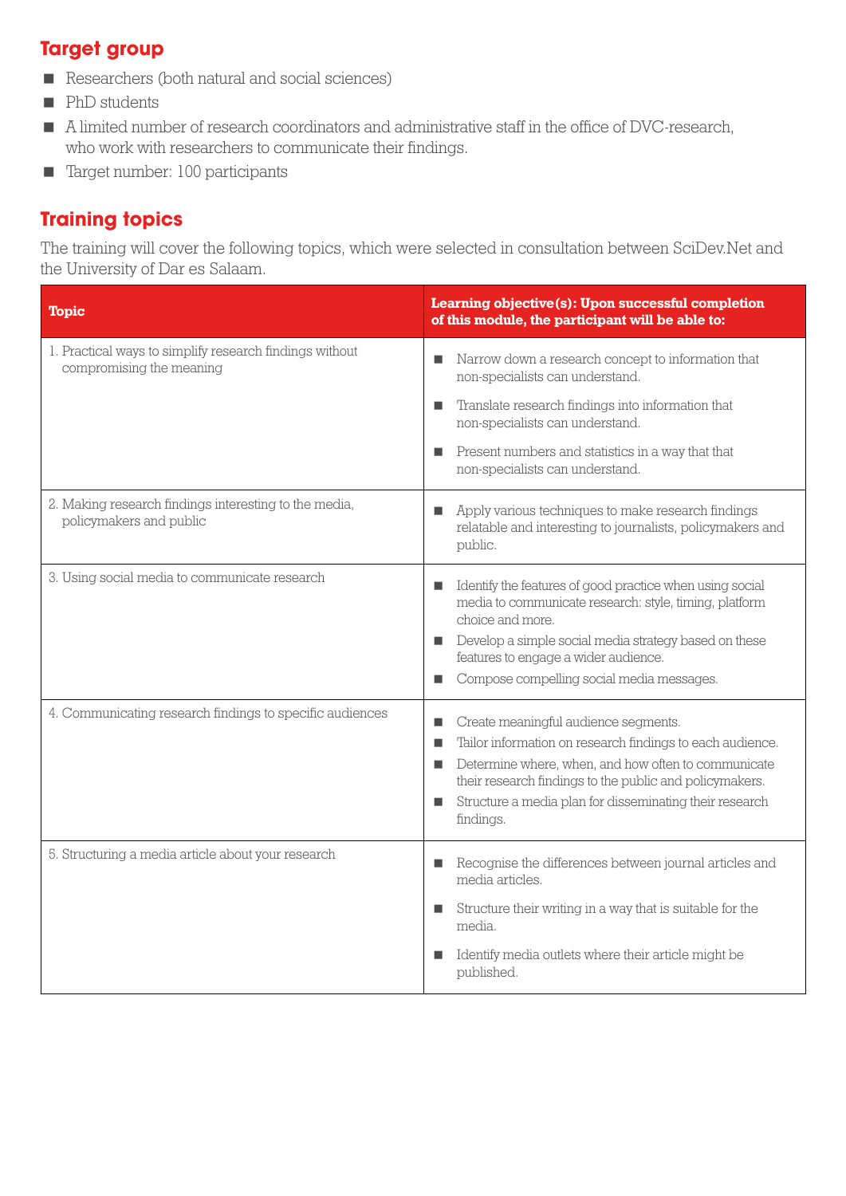## Target group

- Researchers (both natural and social sciences)
- PhD students
- A limited number of research coordinators and administrative staff in the office of DVC-research, who work with researchers to communicate their findings.
- Target number: 100 participants

## Training topics

The training will cover the following topics, which were selected in consultation between SciDev.Net and the University of Dar es Salaam.

| Topic | Learning objective(s): Upon successful completion of this module, the participant will be able to: |
|---|---|
| 1. Practical ways to simplify research findings without compromising the meaning | ■ Narrow down a research concept to information that non-specialists can understand.<br>■ Translate research findings into information that non-specialists can understand.<br>■ Present numbers and statistics in a way that that non-specialists can understand. |
| 2. Making research findings interesting to the media, policymakers and public | ■ Apply various techniques to make research findings relatable and interesting to journalists, policymakers and public. |
| 3. Using social media to communicate research | ■ Identify the features of good practice when using social media to communicate research: style, timing, platform choice and more.<br>■ Develop a simple social media strategy based on these features to engage a wider audience.<br>■ Compose compelling social media messages. |
| 4. Communicating research findings to specific audiences | ■ Create meaningful audience segments.<br>■ Tailor information on research findings to each audience.<br>■ Determine where, when, and how often to communicate their research findings to the public and policymakers.<br>■ Structure a media plan for disseminating their research findings. |
| 5. Structuring a media article about your research | ■ Recognise the differences between journal articles and media articles.<br>■ Structure their writing in a way that is suitable for the media.<br>■ Identify media outlets where their article might be published. |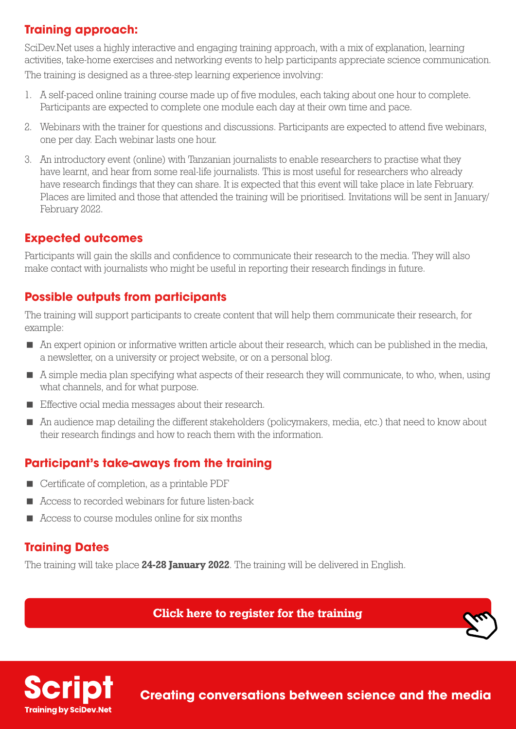## Training approach:

SciDev.Net uses a highly interactive and engaging training approach, with a mix of explanation, learning activities, take-home exercises and networking events to help participants appreciate science communication. The training is designed as a three-step learning experience involving:

1. A self-paced online training course made up of five modules, each taking about one hour to complete. Participants are expected to complete one module each day at their own time and pace.
2. Webinars with the trainer for questions and discussions. Participants are expected to attend five webinars, one per day. Each webinar lasts one hour.
3. An introductory event (online) with Tanzanian journalists to enable researchers to practise what they have learnt, and hear from some real-life journalists. This is most useful for researchers who already have research findings that they can share. It is expected that this event will take place in late February. Places are limited and those that attended the training will be prioritised. Invitations will be sent in January/ February 2022.

## Expected outcomes

Participants will gain the skills and confidence to communicate their research to the media. They will also make contact with journalists who might be useful in reporting their research findings in future.

## Possible outputs from participants

The training will support participants to create content that will help them communicate their research, for example:

- An expert opinion or informative written article about their research, which can be published in the media, a newsletter, on a university or project website, or on a personal blog.
- A simple media plan specifying what aspects of their research they will communicate, to who, when, using what channels, and for what purpose.
- Effective ocial media messages about their research.
- An audience map detailing the different stakeholders (policymakers, media, etc.) that need to know about their research findings and how to reach them with the information.

## Participant's take-aways from the training

- Certificate of completion, as a printable PDF
- Access to recorded webinars for future listen-back
- Access to course modules online for six months

## Training Dates

The training will take place **24-28 January 2022**. The training will be delivered in English.

**Click here to register for the training**

**Script**
Training by SciDev.Net

**Creating conversations between science and the media**